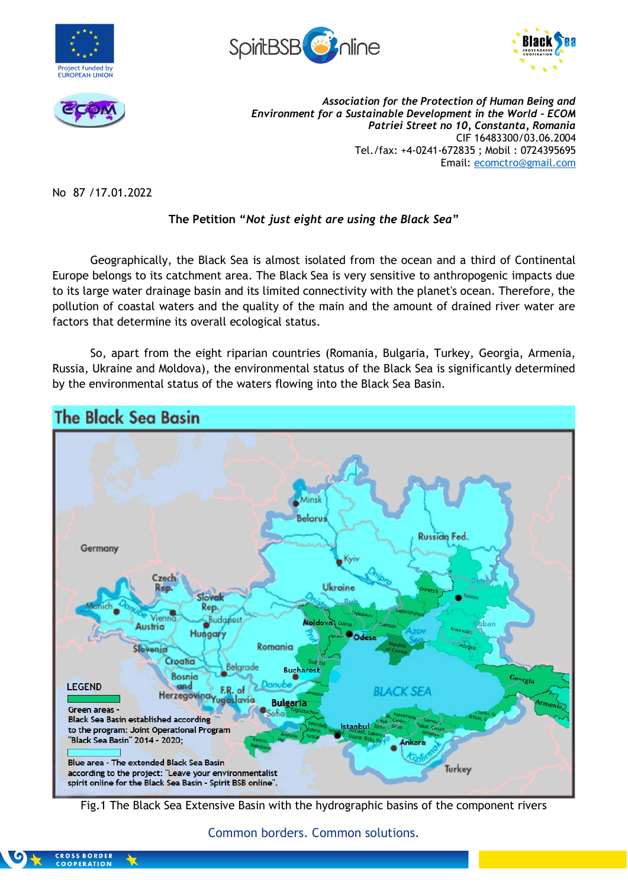*Association for the Protection of Human Being and Environment for a Sustainable Development in the World - ECOM*
*Patriei Street no 10, Constanta, Romania*
CIF 16483300/03.06.2004
Tel./fax: +4-0241-672835 ; Mobil : 0724395695
Email: ecomctro@gmail.com

No 87 /17.01.2022

**The Petition "*Not just eight are using the Black Sea*"**

Geographically, the Black Sea is almost isolated from the ocean and a third of Continental Europe belongs to its catchment area. The Black Sea is very sensitive to anthropogenic impacts due to its large water drainage basin and its limited connectivity with the planet's ocean. Therefore, the pollution of coastal waters and the quality of the main and the amount of drained river water are factors that determine its overall ecological status.

So, apart from the eight riparian countries (Romania, Bulgaria, Turkey, Georgia, Armenia, Russia, Ukraine and Moldova), the environmental status of the Black Sea is significantly determined by the environmental status of the waters flowing into the Black Sea Basin.

The Black Sea Basin

LEGEND
Green areas - Black Sea Basin established according to the program: Joint Operational Program "Black Sea Basin" 2014 - 2020;
Blue area - The extended Black Sea Basin according to the project: "Leave your environmentalist spirit online for the Black Sea Basin - Spirit BSB online".

Fig.1 The Black Sea Extensive Basin with the hydrographic basins of the component rivers

Common borders. Common solutions.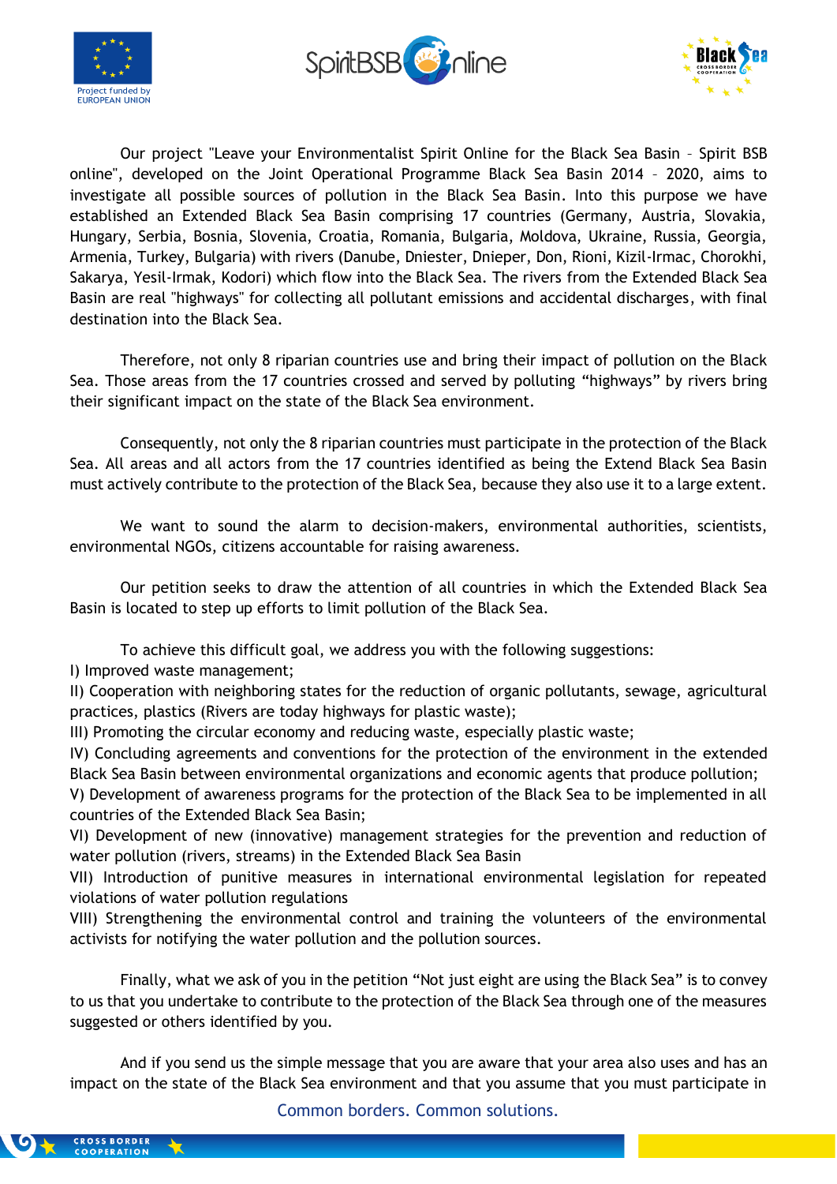Our project "Leave your Environmentalist Spirit Online for the Black Sea Basin – Spirit BSB online", developed on the Joint Operational Programme Black Sea Basin 2014 – 2020, aims to investigate all possible sources of pollution in the Black Sea Basin. Into this purpose we have established an Extended Black Sea Basin comprising 17 countries (Germany, Austria, Slovakia, Hungary, Serbia, Bosnia, Slovenia, Croatia, Romania, Bulgaria, Moldova, Ukraine, Russia, Georgia, Armenia, Turkey, Bulgaria) with rivers (Danube, Dniester, Dnieper, Don, Rioni, Kizil-Irmac, Chorokhi, Sakarya, Yesil-Irmak, Kodori) which flow into the Black Sea. The rivers from the Extended Black Sea Basin are real "highways" for collecting all pollutant emissions and accidental discharges, with final destination into the Black Sea.

Therefore, not only 8 riparian countries use and bring their impact of pollution on the Black Sea. Those areas from the 17 countries crossed and served by polluting "highways" by rivers bring their significant impact on the state of the Black Sea environment.

Consequently, not only the 8 riparian countries must participate in the protection of the Black Sea. All areas and all actors from the 17 countries identified as being the Extend Black Sea Basin must actively contribute to the protection of the Black Sea, because they also use it to a large extent.

We want to sound the alarm to decision-makers, environmental authorities, scientists, environmental NGOs, citizens accountable for raising awareness.

Our petition seeks to draw the attention of all countries in which the Extended Black Sea Basin is located to step up efforts to limit pollution of the Black Sea.

To achieve this difficult goal, we address you with the following suggestions:

I) Improved waste management;

II) Cooperation with neighboring states for the reduction of organic pollutants, sewage, agricultural practices, plastics (Rivers are today highways for plastic waste);

III) Promoting the circular economy and reducing waste, especially plastic waste;

IV) Concluding agreements and conventions for the protection of the environment in the extended Black Sea Basin between environmental organizations and economic agents that produce pollution;

V) Development of awareness programs for the protection of the Black Sea to be implemented in all countries of the Extended Black Sea Basin;

VI) Development of new (innovative) management strategies for the prevention and reduction of water pollution (rivers, streams) in the Extended Black Sea Basin

VII) Introduction of punitive measures in international environmental legislation for repeated violations of water pollution regulations

VIII) Strengthening the environmental control and training the volunteers of the environmental activists for notifying the water pollution and the pollution sources.

Finally, what we ask of you in the petition "Not just eight are using the Black Sea" is to convey to us that you undertake to contribute to the protection of the Black Sea through one of the measures suggested or others identified by you.

And if you send us the simple message that you are aware that your area also uses and has an impact on the state of the Black Sea environment and that you assume that you must participate in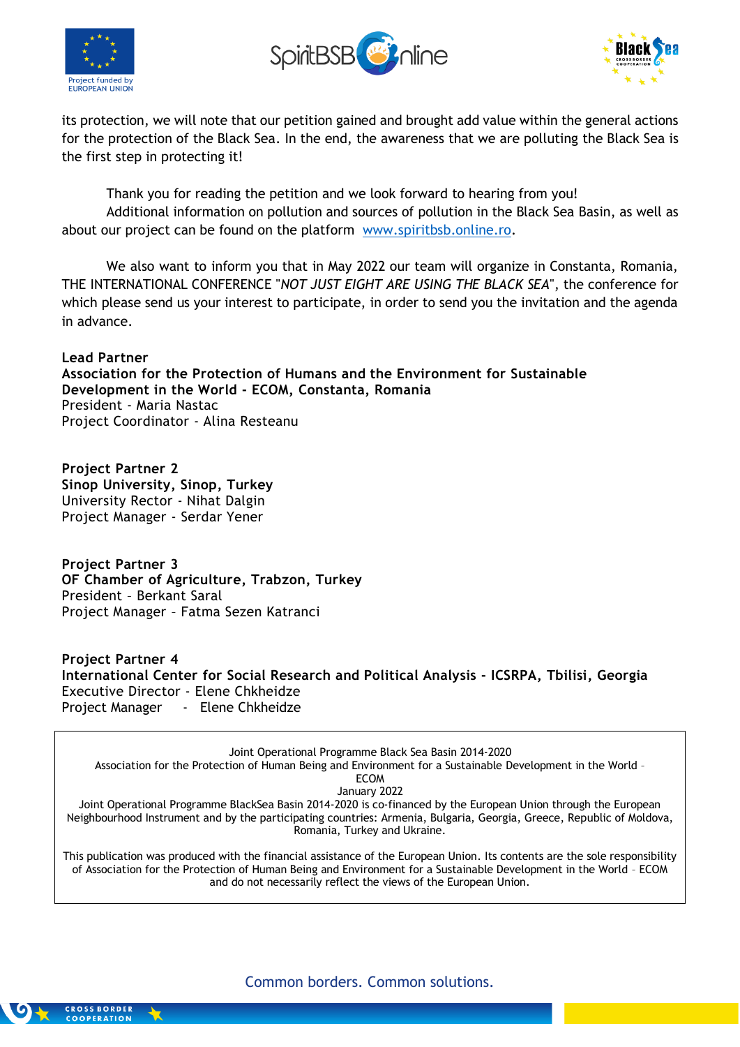its protection, we will note that our petition gained and brought add value within the general actions for the protection of the Black Sea. In the end, the awareness that we are polluting the Black Sea is the first step in protecting it!

Thank you for reading the petition and we look forward to hearing from you!

Additional information on pollution and sources of pollution in the Black Sea Basin, as well as about our project can be found on the platform [www.spiritbsb.online.ro](www.spiritbsb.online.ro).

We also want to inform you that in May 2022 our team will organize in Constanta, Romania, THE INTERNATIONAL CONFERENCE "*NOT JUST EIGHT ARE USING THE BLACK SEA*", the conference for which please send us your interest to participate, in order to send you the invitation and the agenda in advance.

**Lead Partner**
**Association for the Protection of Humans and the Environment for Sustainable Development in the World - ECOM, Constanta, Romania**
President - Maria Nastac
Project Coordinator - Alina Resteanu

**Project Partner 2**
**Sinop University, Sinop, Turkey**
University Rector - Nihat Dalgin
Project Manager - Serdar Yener

**Project Partner 3**
**OF Chamber of Agriculture, Trabzon, Turkey**
President – Berkant Saral
Project Manager – Fatma Sezen Katranci

**Project Partner 4**
**International Center for Social Research and Political Analysis - ICSRPA, Tbilisi, Georgia**
Executive Director - Elene Chkheidze
Project Manager - Elene Chkheidze

Joint Operational Programme Black Sea Basin 2014-2020
Association for the Protection of Human Being and Environment for a Sustainable Development in the World – ECOM
January 2022
Joint Operational Programme BlackSea Basin 2014-2020 is co-financed by the European Union through the European Neighbourhood Instrument and by the participating countries: Armenia, Bulgaria, Georgia, Greece, Republic of Moldova, Romania, Turkey and Ukraine.

This publication was produced with the financial assistance of the European Union. Its contents are the sole responsibility of Association for the Protection of Human Being and Environment for a Sustainable Development in the World – ECOM and do not necessarily reflect the views of the European Union.